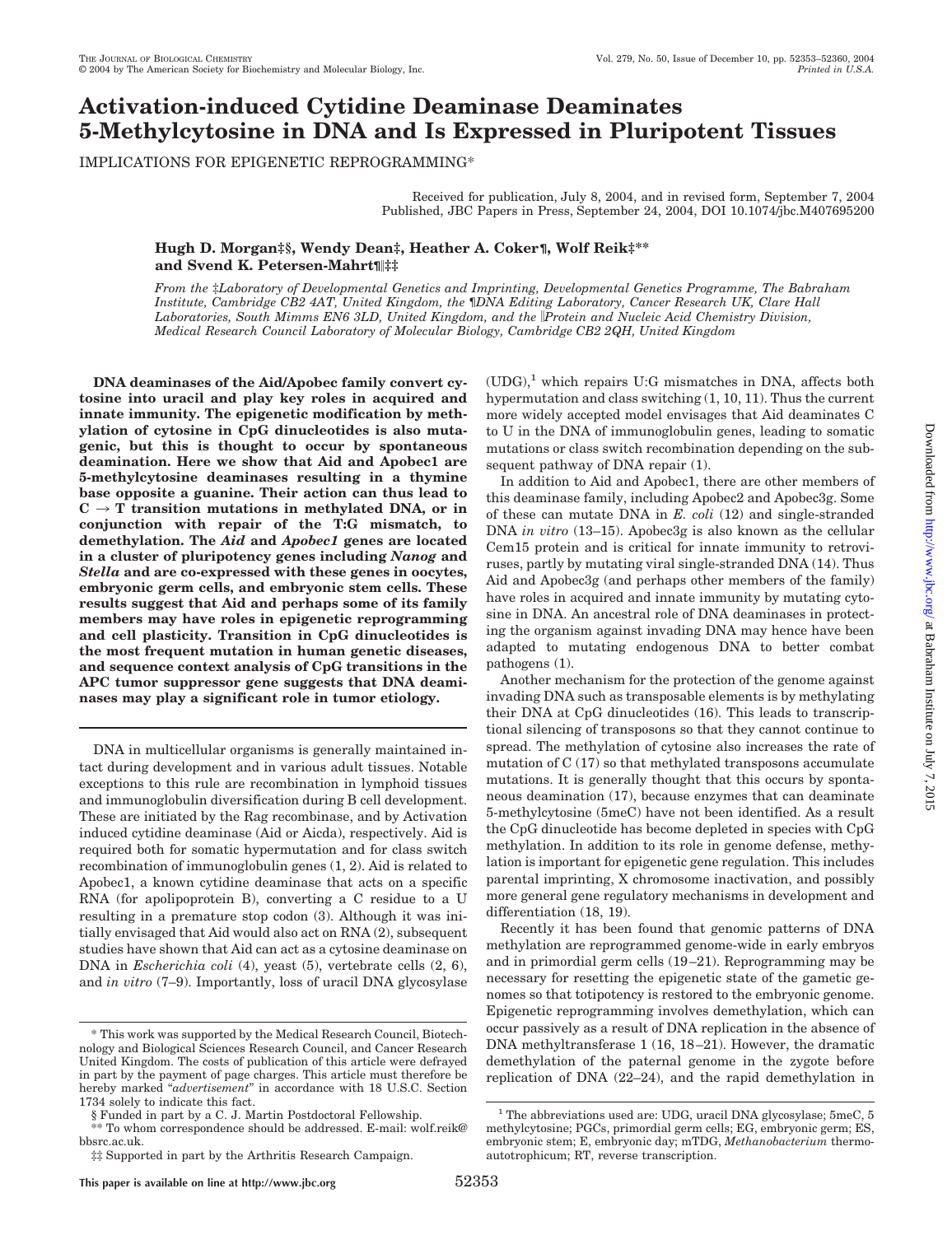# Activation-induced Cytidine Deaminase Deaminates 5-Methylcytosine in DNA and Is Expressed in Pluripotent Tissues

IMPLICATIONS FOR EPIGENETIC REPROGRAMMING*

Received for publication, July 8, 2004, and in revised form, September 7, 2004
Published, JBC Papers in Press, September 24, 2004, DOI 10.1074/jbc.M407695200

**Hugh D. Morgan‡§, Wendy Dean‡, Heather A. Coker¶, Wolf Reik‡** and Svend K. Petersen-Mahrt¶‖‡‡**

*From the ‡Laboratory of Developmental Genetics and Imprinting, Developmental Genetics Programme, The Babraham Institute, Cambridge CB2 4AT, United Kingdom, the ¶DNA Editing Laboratory, Cancer Research UK, Clare Hall Laboratories, South Mimms EN6 3LD, United Kingdom, and the ‖Protein and Nucleic Acid Chemistry Division, Medical Research Council Laboratory of Molecular Biology, Cambridge CB2 2QH, United Kingdom*

**DNA deaminases of the Aid/Apobec family convert cytosine into uracil and play key roles in acquired and innate immunity. The epigenetic modification by methylation of cytosine in CpG dinucleotides is also mutagenic, but this is thought to occur by spontaneous deamination. Here we show that Aid and Apobec1 are 5-methylcytosine deaminases resulting in a thymine base opposite a guanine. Their action can thus lead to C → T transition mutations in methylated DNA, or in conjunction with repair of the T:G mismatch, to demethylation. The *Aid* and *Apobec1* genes are located in a cluster of pluripotency genes including *Nanog* and *Stella* and are co-expressed with these genes in oocytes, embryonic germ cells, and embryonic stem cells. These results suggest that Aid and perhaps some of its family members may have roles in epigenetic reprogramming and cell plasticity. Transition in CpG dinucleotides is the most frequent mutation in human genetic diseases, and sequence context analysis of CpG transitions in the APC tumor suppressor gene suggests that DNA deaminases may play a significant role in tumor etiology.**

DNA in multicellular organisms is generally maintained intact during development and in various adult tissues. Notable exceptions to this rule are recombination in lymphoid tissues and immunoglobulin diversification during B cell development. These are initiated by the Rag recombinase, and by Activation induced cytidine deaminase (Aid or Aicda), respectively. Aid is required both for somatic hypermutation and for class switch recombination of immunoglobulin genes (1, 2). Aid is related to Apobec1, a known cytidine deaminase that acts on a specific RNA (for apolipoprotein B), converting a C residue to a U resulting in a premature stop codon (3). Although it was initially envisaged that Aid would also act on RNA (2), subsequent studies have shown that Aid can act as a cytosine deaminase on DNA in *Escherichia coli* (4), yeast (5), vertebrate cells (2, 6), and *in vitro* (7–9). Importantly, loss of uracil DNA glycosylase (UDG),[1] which repairs U:G mismatches in DNA, affects both hypermutation and class switching (1, 10, 11). Thus the current more widely accepted model envisages that Aid deaminates C to U in the DNA of immunoglobulin genes, leading to somatic mutations or class switch recombination depending on the subsequent pathway of DNA repair (1).

In addition to Aid and Apobec1, there are other members of this deaminase family, including Apobec2 and Apobec3g. Some of these can mutate DNA in *E. coli* (12) and single-stranded DNA *in vitro* (13–15). Apobec3g is also known as the cellular Cem15 protein and is critical for innate immunity to retroviruses, partly by mutating viral single-stranded DNA (14). Thus Aid and Apobec3g (and perhaps other members of the family) have roles in acquired and innate immunity by mutating cytosine in DNA. An ancestral role of DNA deaminases in protecting the organism against invading DNA may hence have been adapted to mutating endogenous DNA to better combat pathogens (1).

Another mechanism for the protection of the genome against invading DNA such as transposable elements is by methylating their DNA at CpG dinucleotides (16). This leads to transcriptional silencing of transposons so that they cannot continue to spread. The methylation of cytosine also increases the rate of mutation of C (17) so that methylated transposons accumulate mutations. It is generally thought that this occurs by spontaneous deamination (17), because enzymes that can deaminate 5-methylcytosine (5meC) have not been identified. As a result the CpG dinucleotide has become depleted in species with CpG methylation. In addition to its role in genome defense, methylation is important for epigenetic gene regulation. This includes parental imprinting, X chromosome inactivation, and possibly more general gene regulatory mechanisms in development and differentiation (18, 19).

Recently it has been found that genomic patterns of DNA methylation are reprogrammed genome-wide in early embryos and in primordial germ cells (19–21). Reprogramming may be necessary for resetting the epigenetic state of the gametic genomes so that totipotency is restored to the embryonic genome. Epigenetic reprogramming involves demethylation, which can occur passively as a result of DNA replication in the absence of DNA methyltransferase 1 (16, 18–21). However, the dramatic demethylation of the paternal genome in the zygote before replication of DNA (22–24), and the rapid demethylation in

* This work was supported by the Medical Research Council, Biotechnology and Biological Sciences Research Council, and Cancer Research United Kingdom. The costs of publication of this article were defrayed in part by the payment of page charges. This article must therefore be hereby marked "*advertisement*" in accordance with 18 U.S.C. Section 1734 solely to indicate this fact.

§ Funded in part by a C. J. Martin Postdoctoral Fellowship.

** To whom correspondence should be addressed. E-mail: wolf.reik@bbsrc.ac.uk.

‡‡ Supported in part by the Arthritis Research Campaign.

[1] The abbreviations used are: UDG, uracil DNA glycosylase; 5meC, 5 methylcytosine; PGCs, primordial germ cells; EG, embryonic germ; ES, embryonic stem; E, embryonic day; mTDG, *Methanobacterium* thermoautotrophicum; RT, reverse transcription.

This paper is available on line at http://www.jbc.org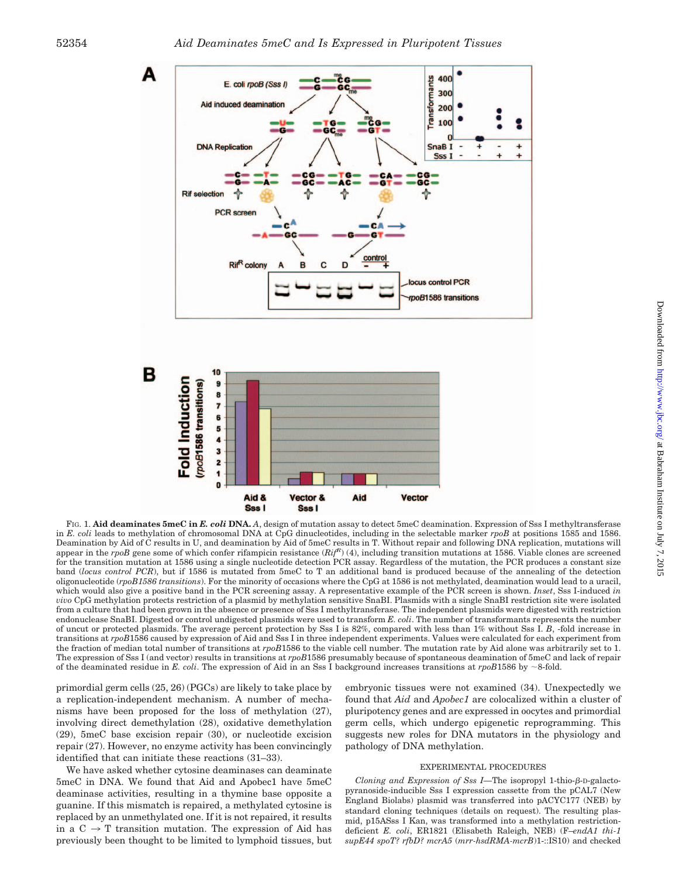FIG. 1. **Aid deaminates 5meC in *E. coli* DNA.** *A*, design of mutation assay to detect 5meC deamination. Expression of Sss I methyltransferase in *E. coli* leads to methylation of chromosomal DNA at CpG dinucleotides, including in the selectable marker *rpoB* at positions 1585 and 1586. Deamination by Aid of C results in U, and deamination by Aid of 5meC results in T. Without repair and following DNA replication, mutations will appear in the *rpoB* gene some of which confer rifampicin resistance ($Rif^R$) (4), including transition mutations at 1586. Viable clones are screened for the transition mutation at 1586 using a single nucleotide detection PCR assay. Regardless of the mutation, the PCR produces a constant size band (*locus control PCR*), but if 1586 is mutated from 5meC to T an additional band is produced because of the annealing of the detection oligonucleotide (*rpoB1586 transitions*). For the minority of occasions where the CpG at 1586 is not methylated, deamination would lead to a uracil, which would also give a positive band in the PCR screening assay. A representative example of the PCR screen is shown. *Inset*, Sss I-induced *in vivo* CpG methylation protects restriction of a plasmid by methylation sensitive SnaBI. Plasmids with a single SnaBI restriction site were isolated from a culture that had been grown in the absence or presence of Sss I methyltransferase. The independent plasmids were digested with restriction endonuclease SnaBI. Digested or control undigested plasmids were used to transform *E. coli*. The number of transformants represents the number of uncut or protected plasmids. The average percent protection by Sss I is 82%, compared with less than 1% without Sss I. *B*, -fold increase in transitions at *rpoB*1586 caused by expression of Aid and Sss I in three independent experiments. Values were calculated for each experiment from the fraction of median total number of transitions at *rpoB*1586 to the viable cell number. The mutation rate by Aid alone was arbitrarily set to 1. The expression of Sss I (and vector) results in transitions at *rpoB*1586 presumably because of spontaneous deamination of 5meC and lack of repair of the deaminated residue in *E. coli*. The expression of Aid in an Sss I background increases transitions at *rpoB*1586 by ~8-fold.

primordial germ cells (25, 26) (PGCs) are likely to take place by a replication-independent mechanism. A number of mechanisms have been proposed for the loss of methylation (27), involving direct demethylation (28), oxidative demethylation (29), 5meC base excision repair (30), or nucleotide excision repair (27). However, no enzyme activity has been convincingly identified that can initiate these reactions (31–33).

We have asked whether cytosine deaminases can deaminate 5meC in DNA. We found that Aid and Apobec1 have 5meC deaminase activities, resulting in a thymine base opposite a guanine. If this mismatch is repaired, a methylated cytosine is replaced by an unmethylated one. If it is not repaired, it results in a C → T transition mutation. The expression of Aid has previously been thought to be limited to lymphoid tissues, but embryonic tissues were not examined (34). Unexpectedly we found that *Aid* and *Apobec1* are colocalized within a cluster of pluripotency genes and are expressed in oocytes and primordial germ cells, which undergo epigenetic reprogramming. This suggests new roles for DNA mutators in the physiology and pathology of DNA methylation.

## EXPERIMENTAL PROCEDURES

*Cloning and Expression of Sss I*—The isopropyl 1-thio-β-D-galactopyranoside-inducible Sss I expression cassette from the pCAL7 (New England Biolabs) plasmid was transferred into pACYC177 (NEB) by standard cloning techniques (details on request). The resulting plasmid, p15ASss I Kan, was transformed into a methylation restriction-deficient *E. coli*, ER1821 (Elisabeth Raleigh, NEB) (F–*endA1 thi-1 supE44 spoT? rfbD? mcrA5* (*mrr-hsdRMA-mcrB*)1-::IS10) and checked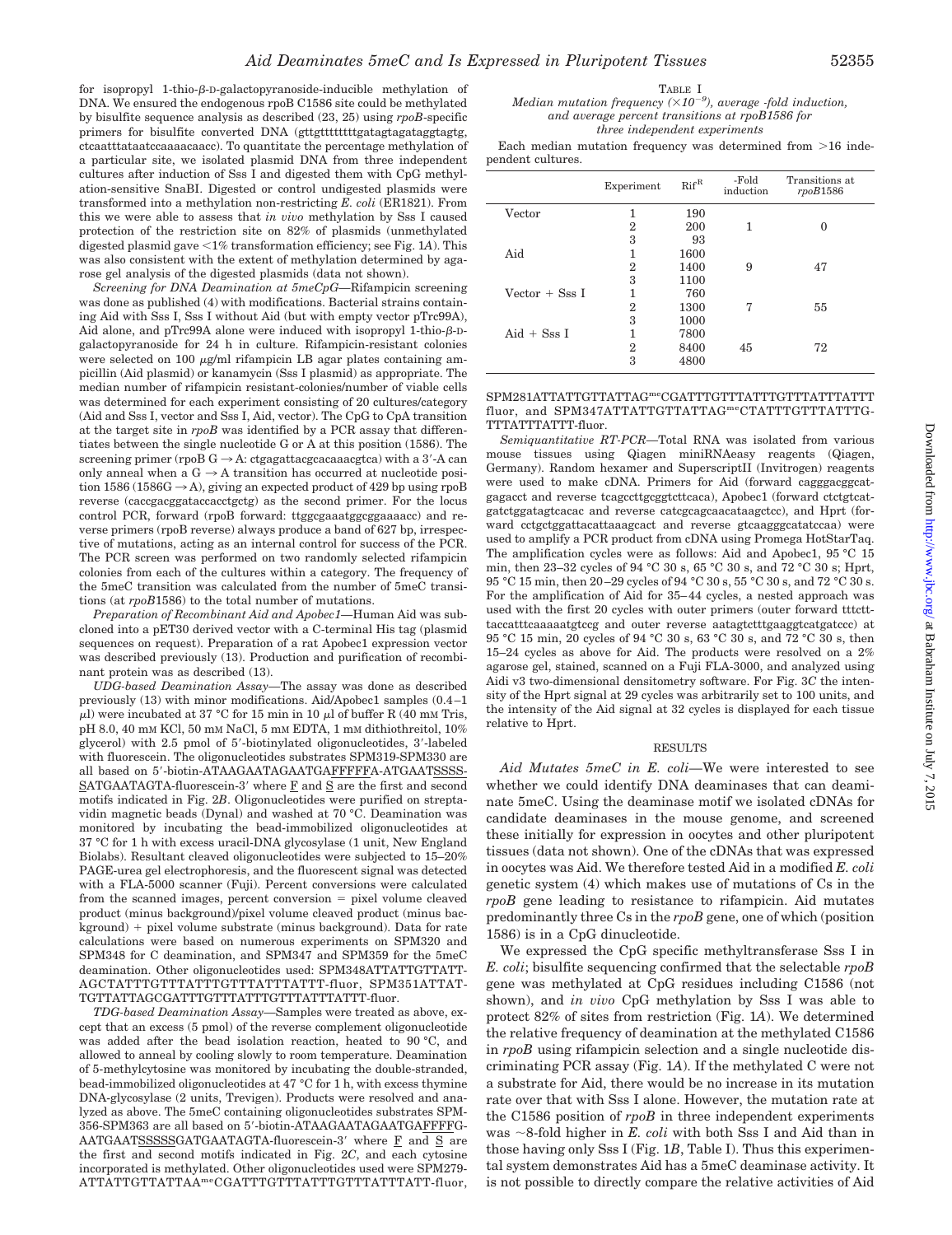for isopropyl 1-thio-β-D-galactopyranoside-inducible methylation of DNA. We ensured the endogenous rpoB C1586 site could be methylated by bisulfite sequence analysis as described (23, 25) using *rpoB*-specific primers for bisulfite converted DNA (gttgttttttttgatagtagataggtagtg, ctcaatttataatccaaaacaacc). To quantitate the percentage methylation of a particular site, we isolated plasmid DNA from three independent cultures after induction of Sss I and digested them with CpG methylation-sensitive SnaBI. Digested or control undigested plasmids were transformed into a methylation non-restricting *E. coli* (ER1821). From this we were able to assess that *in vivo* methylation by Sss I caused protection of the restriction site on 82% of plasmids (unmethylated digested plasmid gave <1% transformation efficiency; see Fig. 1*A*). This was also consistent with the extent of methylation determined by agarose gel analysis of the digested plasmids (data not shown).

*Screening for DNA Deamination at 5meCpG*—Rifampicin screening was done as published (4) with modifications. Bacterial strains containing Aid with Sss I, Sss I without Aid (but with empty vector pTrc99A), Aid alone, and pTrc99A alone were induced with isopropyl 1-thio-β-D-galactopyranoside for 24 h in culture. Rifampicin-resistant colonies were selected on 100 μg/ml rifampicin LB agar plates containing ampicillin (Aid plasmid) or kanamycin (Sss I plasmid) as appropriate. The median number of rifampicin resistant-colonies/number of viable cells was determined for each experiment consisting of 20 cultures/category (Aid and Sss I, vector and Sss I, Aid, vector). The CpG to CpA transition at the target site in *rpoB* was identified by a PCR assay that differentiates between the single nucleotide G or A at this position (1586). The screening primer (rpoB G → A: ctgagattacgcacaaacgtca) with a 3′-A can only anneal when a G → A transition has occurred at nucleotide position 1586 (1586G → A), giving an expected product of 429 bp using rpoB reverse (caccgacggataccacctgctg) as the second primer. For the locus control PCR, forward (rpoB forward: ttggcgaaatggcggaaaacc) and reverse primers (rpoB reverse) always produce a band of 627 bp, irrespective of mutations, acting as an internal control for success of the PCR. The PCR screen was performed on two randomly selected rifampicin colonies from each of the cultures within a category. The frequency of the 5meC transition was calculated from the number of 5meC transitions (at *rpoB*1586) to the total number of mutations.

*Preparation of Recombinant Aid and Apobec1*—Human Aid was subcloned into a pET30 derived vector with a C-terminal His tag (plasmid sequences on request). Preparation of a rat Apobec1 expression vector was described previously (13). Production and purification of recombinant protein was as described (13).

*UDG-based Deamination Assay*—The assay was done as described previously (13) with minor modifications. Aid/Apobec1 samples (0.4–1 μl) were incubated at 37 °C for 15 min in 10 μl of buffer R (40 mM Tris, pH 8.0, 40 mM KCl, 50 mM NaCl, 5 mM EDTA, 1 mM dithiothreitol, 10% glycerol) with 2.5 pmol of 5′-biotinylated oligonucleotides, 3′-labeled with fluorescein. The oligonucleotides substrates SPM319-SPM330 are all based on 5′-biotin-ATAAGAATAGAATGA<u>FFFFF</u>A-ATGAAT<u>SSSSS</u>ATGAATAGTA-fluorescein-3′ where <u>F</u> and <u>S</u> are the first and second motifs indicated in Fig. 2*B*. Oligonucleotides were purified on streptavidin magnetic beads (Dynal) and washed at 70 °C. Deamination was monitored by incubating the bead-immobilized oligonucleotides at 37 °C for 1 h with excess uracil-DNA glycosylase (1 unit, New England Biolabs). Resultant cleaved oligonucleotides were subjected to 15–20% PAGE-urea gel electrophoresis, and the fluorescent signal was detected with a FLA-5000 scanner (Fuji). Percent conversions were calculated from the scanned images, percent conversion = pixel volume cleaved product (minus background)/pixel volume cleaved product (minus background) + pixel volume substrate (minus background). Data for rate calculations were based on numerous experiments on SPM320 and SPM348 for C deamination, and SPM347 and SPM359 for the 5meC deamination. Other oligonucleotides used: SPM348ATTATTGTTATTAGCTATTTGTTTATTTGTTTATTTATTT-fluor, SPM351ATTATTGTTATTAGCGATTTGTTTATTTGTTTATTTATTT-fluor.

*TDG-based Deamination Assay*—Samples were treated as above, except that an excess (5 pmol) of the reverse complement oligonucleotide was added after the bead isolation reaction, heated to 90 °C, and allowed to anneal by cooling slowly to room temperature. Deamination of 5-methylcytosine was monitored by incubating the double-stranded, bead-immobilized oligonucleotides at 47 °C for 1 h, with excess thymine DNA-glycosylase (2 units, Trevigen). Products were resolved and analyzed as above. The 5meC containing oligonucleotides substrates SPM-356-SPM363 are all based on 5′-biotin-ATAAGAATAGAATGA<u>FFFF</u>G-AATGAAT<u>SSSSS</u>GATGAATAGTA-fluorescein-3′ where <u>F</u> and <u>S</u> are the first and second motifs indicated in Fig. 2*C*, and each cytosine incorporated is methylated. Other oligonucleotides used were SPM279-ATTATTGTTATTAA$^{me}$CGATTTGTTTATTTGTTTATTTATT-fluor, SPM281ATTATTGTTATTAG$^{me}$CGATTTGTTTATTTGTTTATTTATTT fluor, and SPM347ATTATTGTTATTAG$^{me}$CTATTTGTTTATTTGTTTATTTATTT-fluor.

*Semiquantitative RT-PCR*—Total RNA was isolated from various mouse tissues using Qiagen miniRNAeasy reagents (Qiagen, Germany). Random hexamer and SuperscriptII (Invitrogen) reagents were used to make cDNA. Primers for Aid (forward cagggacggcatgagacct and reverse tcagccttgcggtcttcaca), Apobec1 (forward ctctgtcatgatctggatagtcacac and reverse catcgcagcaacataagctcc), and Hprt (forward cctgctggattacattaaagcact and reverse gtcaagggcatatccaa) were used to amplify a PCR product from cDNA using Promega HotStarTaq. The amplification cycles were as follows: Aid and Apobec1, 95 °C 15 min, then 23–32 cycles of 94 °C 30 s, 65 °C 30 s, and 72 °C 30 s; Hprt, 95 °C 15 min, then 20–29 cycles of 94 °C 30 s, 55 °C 30 s, and 72 °C 30 s. For the amplification of Aid for 35–44 cycles, a nested approach was used with the first 20 cycles with outer primers (outer forward tttctttaccatttcaaaaatgtccg and outer reverse aatagtctttgaaggtcatgatccc) at 95 °C 15 min, 20 cycles of 94 °C 30 s, 63 °C 30 s, and 72 °C 30 s, then 15–24 cycles as above for Aid. The products were resolved on a 2% agarose gel, stained, scanned on a Fuji FLA-3000, and analyzed using Aidi v3 two-dimensional densitometry software. For Fig. 3*C* the intensity of the Hprt signal at 29 cycles was arbitrarily set to 100 units, and the intensity of the Aid signal at 32 cycles is displayed for each tissue relative to Hprt.

TABLE I
*Median mutation frequency (×10$^{-9}$), average -fold induction, and average percent transitions at rpoB1586 for three independent experiments*

Each median mutation frequency was determined from >16 independent cultures.

| | Experiment | Rif$^R$ | -Fold induction | Transitions at *rpoB*1586 |
|---|---|---|---|---|
| Vector | 1 | 190 | | |
| | 2 | 200 | 1 | 0 |
| | 3 | 93 | | |
| Aid | 1 | 1600 | | |
| | 2 | 1400 | 9 | 47 |
| | 3 | 1100 | | |
| Vector + Sss I | 1 | 760 | | |
| | 2 | 1300 | 7 | 55 |
| | 3 | 1000 | | |
| Aid + Sss I | 1 | 7800 | | |
| | 2 | 8400 | 45 | 72 |
| | 3 | 4800 | | |

## RESULTS

*Aid Mutates 5meC in E. coli*—We were interested to see whether we could identify DNA deaminases that can deaminate 5meC. Using the deaminase motif we isolated cDNAs for candidate deaminases in the mouse genome, and screened these initially for expression in oocytes and other pluripotent tissues (data not shown). One of the cDNAs that was expressed in oocytes was Aid. We therefore tested Aid in a modified *E. coli* genetic system (4) which makes use of mutations of Cs in the *rpoB* gene leading to resistance to rifampicin. Aid mutates predominantly three Cs in the *rpoB* gene, one of which (position 1586) is in a CpG dinucleotide.

We expressed the CpG specific methyltransferase Sss I in *E. coli*; bisulfite sequencing confirmed that the selectable *rpoB* gene was methylated at CpG residues including C1586 (not shown), and *in vivo* CpG methylation by Sss I was able to protect 82% of sites from restriction (Fig. 1*A*). We determined the relative frequency of deamination at the methylated C1586 in *rpoB* using rifampicin selection and a single nucleotide discriminating PCR assay (Fig. 1*A*). If the methylated C were not a substrate for Aid, there would be no increase in its mutation rate over that with Sss I alone. However, the mutation rate at the C1586 position of *rpoB* in three independent experiments was ~8-fold higher in *E. coli* with both Sss I and Aid than in those having only Sss I (Fig. 1*B*, Table I). Thus this experimental system demonstrates Aid has a 5meC deaminase activity. It is not possible to directly compare the relative activities of Aid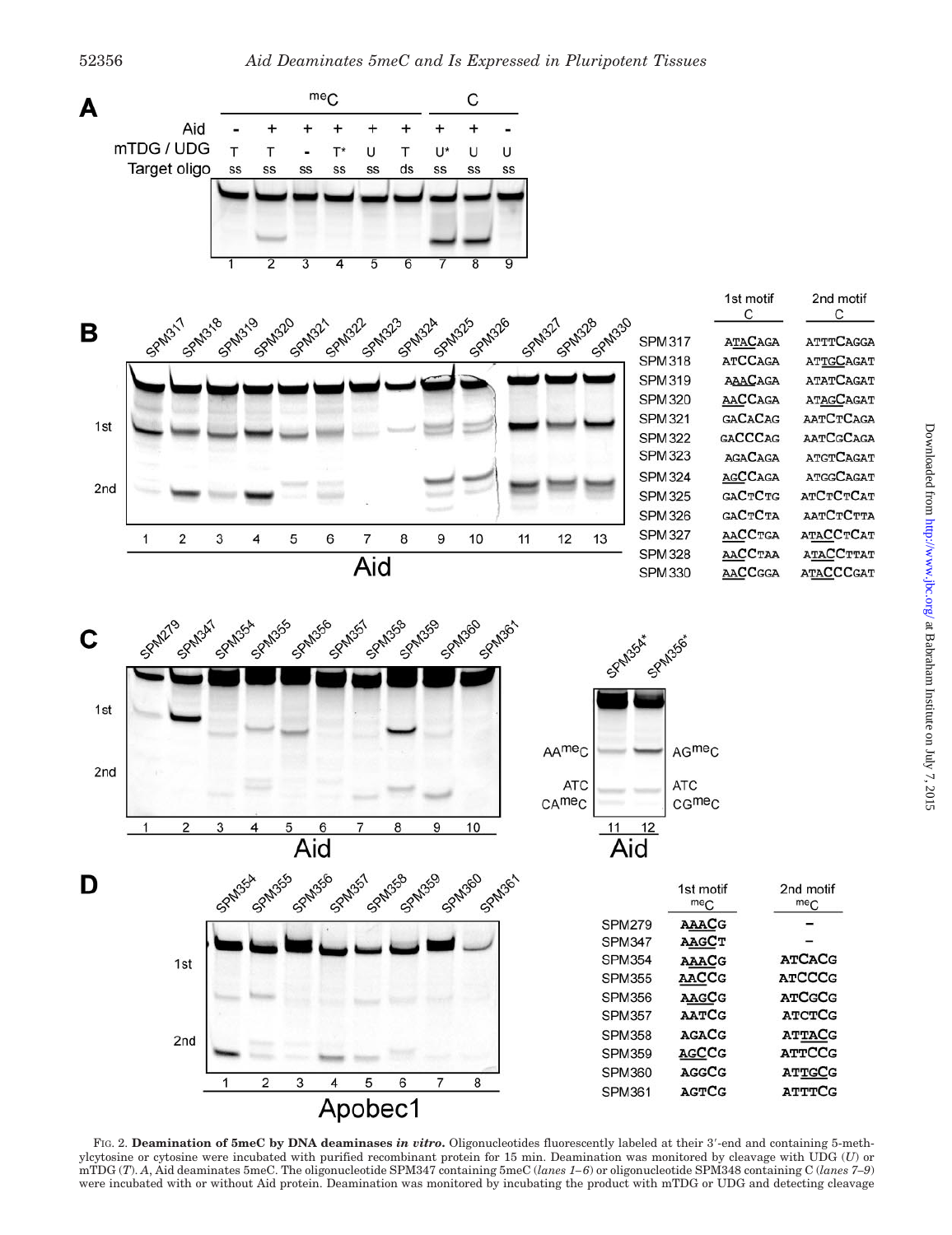FIG. 2. **Deamination of 5meC by DNA deaminases *in vitro*.** Oligonucleotides fluorescently labeled at their 3′-end and containing 5-methylcytosine or cytosine were incubated with purified recombinant protein for 15 min. Deamination was monitored by cleavage with UDG (*U*) or mTDG (*T*). *A*, Aid deaminates 5meC. The oligonucleotide SPM347 containing 5meC (*lanes 1–6*) or oligonucleotide SPM348 containing C (*lanes 7–9*) were incubated with or without Aid protein. Deamination was monitored by incubating the product with mTDG or UDG and detecting cleavage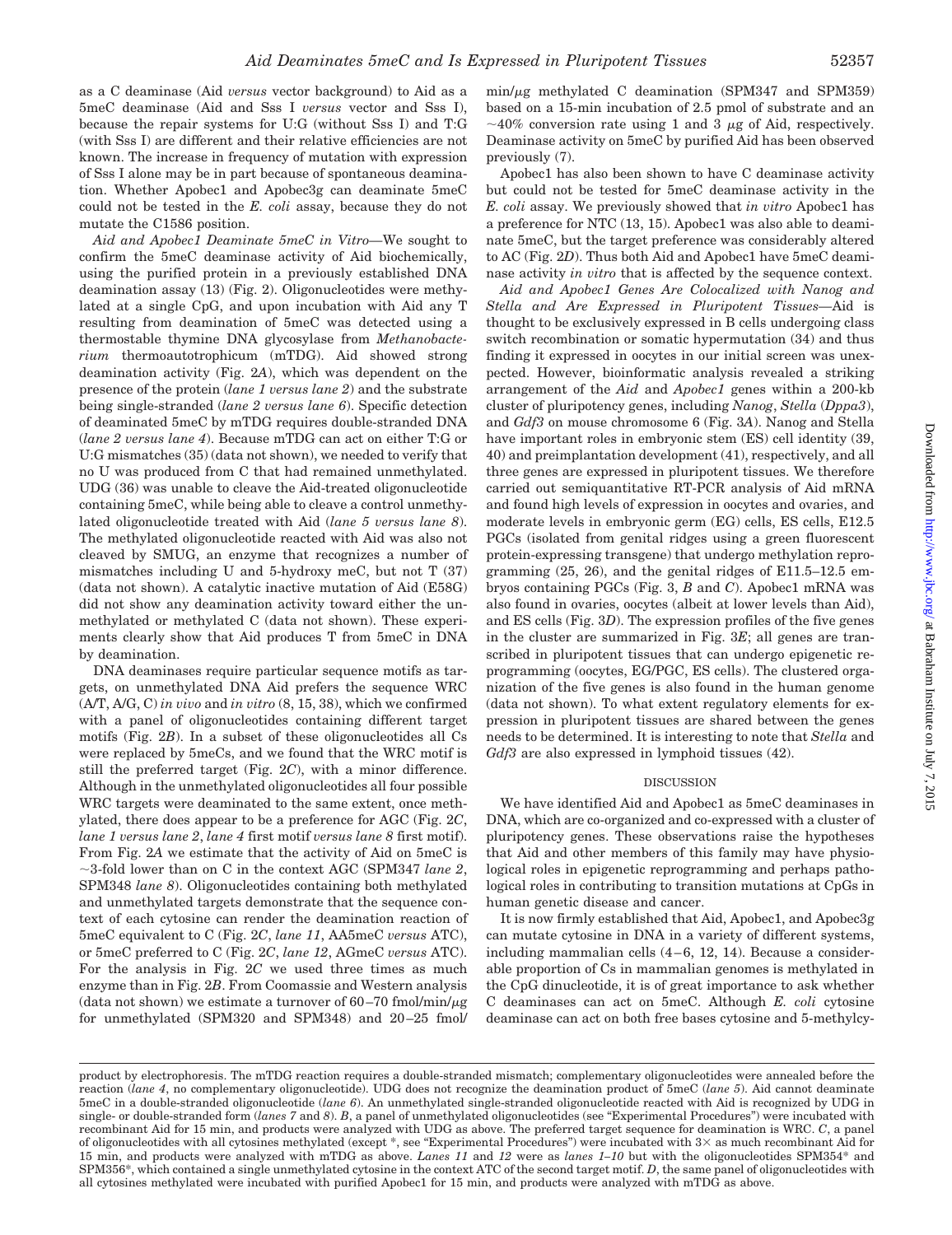as a C deaminase (Aid *versus* vector background) to Aid as a 5meC deaminase (Aid and Sss I *versus* vector and Sss I), because the repair systems for U:G (without Sss I) and T:G (with Sss I) are different and their relative efficiencies are not known. The increase in frequency of mutation with expression of Sss I alone may be in part because of spontaneous deamination. Whether Apobec1 and Apobec3g can deaminate 5meC could not be tested in the *E. coli* assay, because they do not mutate the C1586 position.

*Aid and Apobec1 Deaminate 5meC In Vitro*—We sought to confirm the 5meC deaminase activity of Aid biochemically, using the purified protein in a previously established DNA deamination assay (13) (Fig. 2). Oligonucleotides were methylated at a single CpG, and upon incubation with Aid any T resulting from deamination of 5meC was detected using a thermostable thymine DNA glycosylase from *Methanobacterium* thermoautotrophicum (mTDG). Aid showed strong deamination activity (Fig. 2*A*), which was dependent on the presence of the protein (*lane 1 versus lane 2*) and the substrate being single-stranded (*lane 2 versus lane 6*). Specific detection of deaminated 5meC by mTDG requires double-stranded DNA (*lane 2 versus lane 4*). Because mTDG can act on either T:G or U:G mismatches (35) (data not shown), we needed to verify that no U was produced from C that had remained unmethylated. UDG (36) was unable to cleave the Aid-treated oligonucleotide containing 5meC, while being able to cleave a control unmethylated oligonucleotide treated with Aid (*lane 5 versus lane 8*). The methylated oligonucleotide reacted with Aid was also not cleaved by SMUG, an enzyme that recognizes a number of mismatches including U and 5-hydroxy meC, but not T (37) (data not shown). A catalytic inactive mutation of Aid (E58G) did not show any deamination activity toward either the unmethylated or methylated C (data not shown). These experiments clearly show that Aid produces T from 5meC in DNA by deamination.

DNA deaminases require particular sequence motifs as targets, on unmethylated DNA Aid prefers the sequence WRC (A/T, A/G, C) *in vivo* and *in vitro* (8, 15, 38), which we confirmed with a panel of oligonucleotides containing different target motifs (Fig. 2*B*). In a subset of these oligonucleotides all Cs were replaced by 5meCs, and we found that the WRC motif is still the preferred target (Fig. 2*C*), with a minor difference. Although in the unmethylated oligonucleotides all four possible WRC targets were deaminated to the same extent, once methylated, there does appear to be a preference for AGC (Fig. 2*C*, *lane 1 versus lane 2*, *lane 4* first motif *versus lane 8* first motif). From Fig. 2*A* we estimate that the activity of Aid on 5meC is ~3-fold lower than on C in the context AGC (SPM347 *lane 2*, SPM348 *lane 8*). Oligonucleotides containing both methylated and unmethylated targets demonstrate that the sequence context of each cytosine can render the deamination reaction of 5meC equivalent to C (Fig. 2*C*, *lane 11*, AA5meC *versus* ATC), or 5meC preferred to C (Fig. 2*C*, *lane 12*, AGmeC *versus* ATC). For the analysis in Fig. 2*C* we used three times as much enzyme than in Fig. 2*B*. From Coomassie and Western analysis (data not shown) we estimate a turnover of 60–70 fmol/min/μg for unmethylated (SPM320 and SPM348) and 20–25 fmol/min/μg methylated C deamination (SPM347 and SPM359) based on a 15-min incubation of 2.5 pmol of substrate and an ~40% conversion rate using 1 and 3 μg of Aid, respectively. Deaminase activity on 5meC by purified Aid has been observed previously (7).

Apobec1 has also been shown to have C deaminase activity but could not be tested for 5meC deaminase activity in the *E. coli* assay. We previously showed that *in vitro* Apobec1 has a preference for NTC (13, 15). Apobec1 was also able to deaminate 5meC, but the target preference was considerably altered to AC (Fig. 2*D*). Thus both Aid and Apobec1 have 5meC deaminase activity *in vitro* that is affected by the sequence context.

*Aid and Apobec1 Genes Are Colocalized with Nanog and Stella and Are Expressed in Pluripotent Tissues*—Aid is thought to be exclusively expressed in B cells undergoing class switch recombination or somatic hypermutation (34) and thus finding it expressed in oocytes in our initial screen was unexpected. However, bioinformatic analysis revealed a striking arrangement of the *Aid* and *Apobec1* genes within a 200-kb cluster of pluripotency genes, including *Nanog*, *Stella* (*Dppa3*), and *Gdf3* on mouse chromosome 6 (Fig. 3*A*). Nanog and Stella have important roles in embryonic stem (ES) cell identity (39, 40) and preimplantation development (41), respectively, and all three genes are expressed in pluripotent tissues. We therefore carried out semiquantitative RT-PCR analysis of Aid mRNA and found high levels of expression in oocytes and ovaries, and moderate levels in embryonic germ (EG) cells, ES cells, E12.5 PGCs (isolated from genital ridges using a green fluorescent protein-expressing transgene) that undergo methylation reprogramming (25, 26), and the genital ridges of E11.5–12.5 embryos containing PGCs (Fig. 3, *B* and *C*). Apobec1 mRNA was also found in ovaries, oocytes (albeit at lower levels than Aid), and ES cells (Fig. 3*D*). The expression profiles of the five genes in the cluster are summarized in Fig. 3*E*; all genes are transcribed in pluripotent tissues that can undergo epigenetic reprogramming (oocytes, EG/PGC, ES cells). The clustered organization of the five genes is also found in the human genome (data not shown). To what extent regulatory elements for expression in pluripotent tissues are shared between the genes needs to be determined. It is interesting to note that *Stella* and *Gdf3* are also expressed in lymphoid tissues (42).

## DISCUSSION

We have identified Aid and Apobec1 as 5meC deaminases in DNA, which are co-organized and co-expressed with a cluster of pluripotency genes. These observations raise the hypotheses that Aid and other members of this family may have physiological roles in epigenetic reprogramming and perhaps pathological roles in contributing to transition mutations at CpGs in human genetic disease and cancer.

It is now firmly established that Aid, Apobec1, and Apobec3g can mutate cytosine in DNA in a variety of different systems, including mammalian cells (4–6, 12, 14). Because a considerable proportion of Cs in mammalian genomes is methylated in the CpG dinucleotide, it is of great importance to ask whether C deaminases can act on 5meC. Although *E. coli* cytosine deaminase can act on both free bases cytosine and 5-methylcy-

product by electrophoresis. The mTDG reaction requires a double-stranded mismatch; complementary oligonucleotides were annealed before the reaction (*lane 4*, no complementary oligonucleotide). UDG does not recognize the deamination product of 5meC (*lane 5*). Aid cannot deaminate 5meC in a double-stranded oligonucleotide (*lane 6*). An unmethylated single-stranded oligonucleotide reacted with Aid is recognized by UDG in single- or double-stranded form (*lanes 7* and *8*). *B*, a panel of unmethylated oligonucleotides (see "Experimental Procedures") were incubated with recombinant Aid for 15 min, and products were analyzed with UDG as above. The preferred target sequence for deamination is WRC. *C*, a panel of oligonucleotides with all cytosines methylated (except *, see "Experimental Procedures") were incubated with 3× as much recombinant Aid for 15 min, and products were analyzed with mTDG as above. *Lanes 11* and *12* were as *lanes 1–10* but with the oligonucleotides SPM354* and SPM356*, which contained a single unmethylated cytosine in the context ATC of the second target motif. *D*, the same panel of oligonucleotides with all cytosines methylated were incubated with purified Apobec1 for 15 min, and products were analyzed with mTDG as above.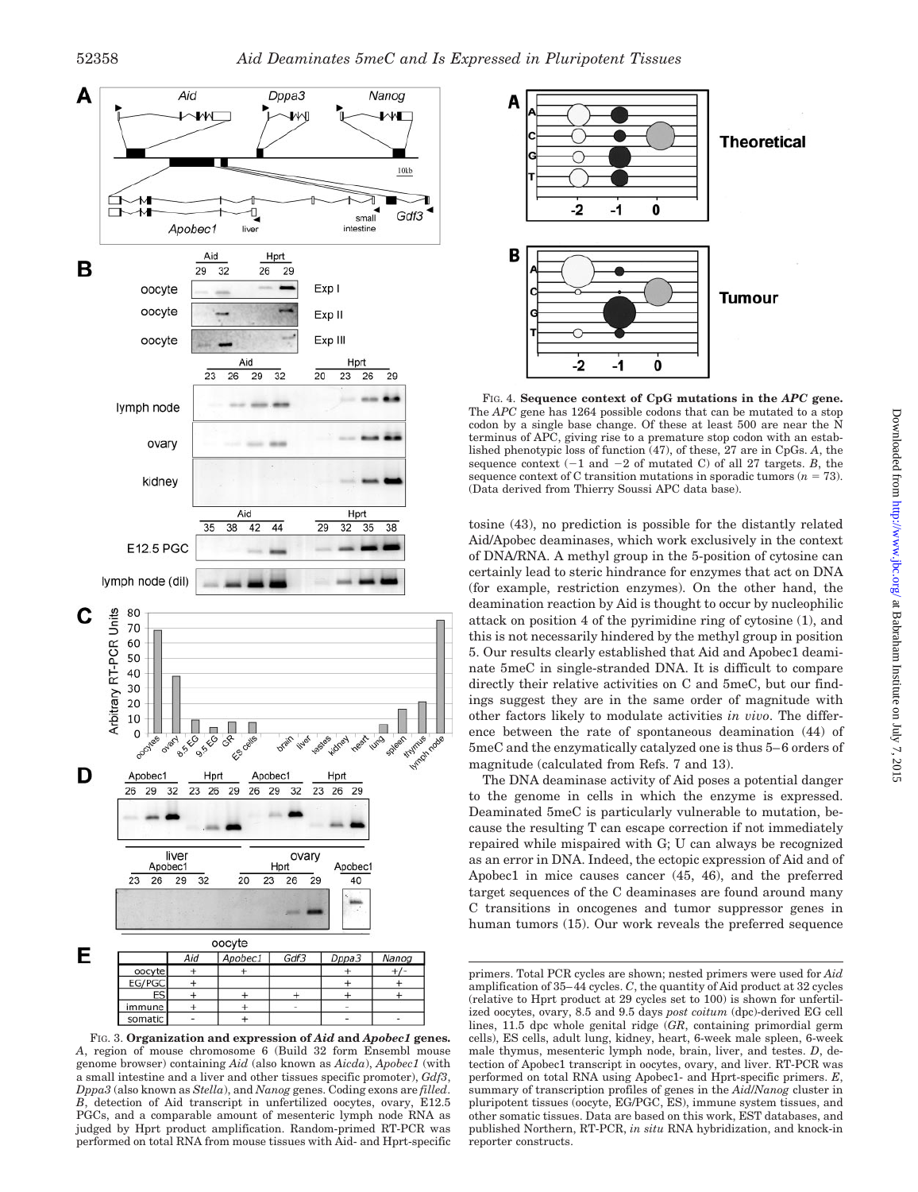| | Aid | Apobec1 | Gdf3 | Dppa3 | Nanog |
|---|---|---|---|---|---|
| oocyte | + | + | | + | +/- |
| EG/PGC | + | | | + | + |
| ES | + | + | + | + | + |
| immune | + | + | - | - | |
| somatic | - | + | | - | - |

FIG. 3. **Organization and expression of *Aid* and *Apobec1* genes.** *A*, region of mouse chromosome 6 (Build 32 form Ensembl mouse genome browser) containing *Aid* (also known as *Aicda*), *Apobec1* (with a small intestine and a liver and other tissues specific promoter), *Gdf3*, *Dppa3* (also known as *Stella*), and *Nanog* genes. Coding exons are *filled*. *B*, detection of Aid transcript in unfertilized oocytes, ovary, E12.5 PGCs, and a comparable amount of mesenteric lymph node RNA as judged by Hprt product amplification. Random-primed RT-PCR was performed on total RNA from mouse tissues with Aid- and Hprt-specific primers. Total PCR cycles are shown; nested primers were used for *Aid* amplification of 35–44 cycles. *C*, the quantity of Aid product at 32 cycles (relative to Hprt product at 29 cycles set to 100) is shown for unfertilized oocytes, ovary, 8.5 and 9.5 days *post coitum* (dpc)-derived EG cell lines, 11.5 dpc whole genital ridge (*GR*, containing primordial germ cells), ES cells, adult lung, kidney, heart, 6-week male spleen, 6-week male thymus, mesenteric lymph node, brain, liver, and testes. *D*, detection of Apobec1 transcript in oocytes, ovary, and liver. RT-PCR was performed on total RNA using Apobec1- and Hprt-specific primers. *E*, summary of transcription profiles of genes in the *Aid*/*Nanog* cluster in pluripotent tissues (oocyte, EG/PGC, ES), immune system tissues, and other somatic tissues. Data are based on this work, EST databases, and published Northern, RT-PCR, *in situ* RNA hybridization, and knock-in reporter constructs.

FIG. 4. **Sequence context of CpG mutations in the *APC* gene.** The *APC* gene has 1264 possible codons that can be mutated to a stop codon by a single base change. Of these at least 500 are near the N terminus of APC, giving rise to a premature stop codon with an established phenotypic loss of function (47), of these, 27 are in CpGs. *A*, the sequence context (−1 and −2 of mutated C) of all 27 targets. *B*, the sequence context of C transition mutations in sporadic tumors ($n = 73$). (Data derived from Thierry Soussi APC data base).

tosine (43), no prediction is possible for the distantly related Aid/Apobec deaminases, which work exclusively in the context of DNA/RNA. A methyl group in the 5-position of cytosine can certainly lead to steric hindrance for enzymes that act on DNA (for example, restriction enzymes). On the other hand, the deamination reaction by Aid is thought to occur by nucleophilic attack on position 4 of the pyrimidine ring of cytosine (1), and this is not necessarily hindered by the methyl group in position 5. Our results clearly established that Aid and Apobec1 deaminate 5meC in single-stranded DNA. It is difficult to compare directly their relative activities on C and 5meC, but our findings suggest they are in the same order of magnitude with other factors likely to modulate activities *in vivo*. The difference between the rate of spontaneous deamination (44) of 5meC and the enzymatically catalyzed one is thus 5–6 orders of magnitude (calculated from Refs. 7 and 13).

The DNA deaminase activity of Aid poses a potential danger to the genome in cells in which the enzyme is expressed. Deaminated 5meC is particularly vulnerable to mutation, because the resulting T can escape correction if not immediately repaired while mispaired with G; U can always be recognized as an error in DNA. Indeed, the ectopic expression of Aid and of Apobec1 in mice causes cancer (45, 46), and the preferred target sequences of the C deaminases are found around many C transitions in oncogenes and tumor suppressor genes in human tumors (15). Our work reveals the preferred sequence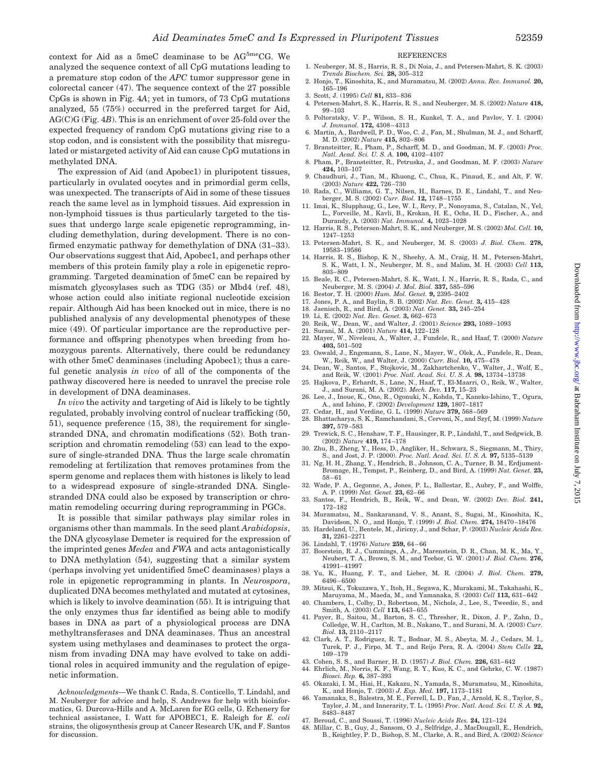context for Aid as a 5meC deaminase to be AG$^{5me}$CG. We analyzed the sequence context of all CpG mutations leading to a premature stop codon of the *APC* tumor suppressor gene in colorectal cancer (47). The sequence context of the 27 possible CpGs is shown in Fig. 4*A*; yet in tumors, of 73 CpG mutations analyzed, 55 (75%) occurred in the preferred target for Aid, AG(C)G (Fig. 4*B*). This is an enrichment of over 25-fold over the expected frequency of random CpG mutations giving rise to a stop codon, and is consistent with the possibility that misregulated or mistargeted activity of Aid can cause CpG mutations in methylated DNA.

The expression of Aid (and Apobec1) in pluripotent tissues, particularly in ovulated oocytes and in primordial germ cells, was unexpected. The transcripts of Aid in some of these tissues reach the same level as in lymphoid tissues. Aid expression in non-lymphoid tissues is thus particularly targeted to the tissues that undergo large scale epigenetic reprogramming, including demethylation, during development. There is no confirmed enzymatic pathway for demethylation of DNA (31–33). Our observations suggest that Aid, Apobec1, and perhaps other members of this protein family play a role in epigenetic reprogramming. Targeted deamination of 5meC can be repaired by mismatch glycosylases such as TDG (35) or Mbd4 (ref. 48), whose action could also initiate regional nucleotide excision repair. Although Aid has been knocked out in mice, there is no published analysis of any developmental phenotypes of these mice (49). Of particular importance are the reproductive performance and offspring phenotypes when breeding from homozygous parents. Alternatively, there could be redundancy with other 5meC deaminases (including Apobec1); thus a careful genetic analysis *in vivo* of all of the components of the pathway discovered here is needed to unravel the precise role in development of DNA deaminases.

*In vivo* the activity and targeting of Aid is likely to be tightly regulated, probably involving control of nuclear trafficking (50, 51), sequence preference (15, 38), the requirement for single-stranded DNA, and chromatin modifications (52). Both transcription and chromatin remodeling (53) can lead to the exposure of single-stranded DNA. Thus the large scale chromatin remodeling at fertilization that removes protamines from the sperm genome and replaces them with histones is likely to lead to a widespread exposure of single-stranded DNA. Single-stranded DNA could also be exposed by transcription or chromatin remodeling occurring during reprogramming in PGCs.

It is possible that similar pathways play similar roles in organisms other than mammals. In the seed plant *Arabidopsis*, the DNA glycosylase Demeter is required for the expression of the imprinted genes *Medea* and *FWA* and acts antagonistically to DNA methylation (54), suggesting that a similar system (perhaps involving yet unidentified 5meC deaminases) plays a role in epigenetic reprogramming in plants. In *Neurospora*, duplicated DNA becomes methylated and mutated at cytosines, which is likely to involve deamination (55). It is intriguing that the only enzymes thus far identified as being able to modify bases in DNA as part of a physiological process are DNA methyltransferases and DNA deaminases. Thus an ancestral system using methylases and deaminases to protect the organism from invading DNA may have evolved to take on additional roles in acquired immunity and the regulation of epigenetic information.

*Acknowledgments*—We thank C. Rada, S. Conticello, T. Lindahl, and M. Neuberger for advice and help, S. Andrews for help with bioinformatics, G. Durcova-Hills and A. McLaren for EG cells, G. Echenery for technical assistance, I. Watt for APOBEC1, E. Raleigh for *E. coli* strains, the oligosynthesis group at Cancer Research UK, and F. Santos for discussion.

## REFERENCES

1. Neuberger, M. S., Harris, R. S., Di Noia, J., and Petersen-Mahrt, S. K. (2003) *Trends Biochem. Sci.* **28,** 305–312
2. Honjo, T., Kinoshita, K., and Muramatsu, M. (2002) *Annu. Rev. Immunol.* **20,** 165–196
3. Scott, J. (1995) *Cell* **81,** 833–836
4. Petersen-Mahrt, S. K., Harris, R. S., and Neuberger, M. S. (2002) *Nature* **418,** 99–103
5. Poltoratsky, V. P., Wilson, S. H., Kunkel, T. A., and Pavlov, Y. I. (2004) *J. Immunol.* **172,** 4308–4313
6. Martin, A., Bardwell, P. D., Woo, C. J., Fan, M., Shulman, M. J., and Scharff, M. D. (2002) *Nature* **415,** 802–806
7. Bransteitter, R., Pham, P., Scharff, M. D., and Goodman, M. F. (2003) *Proc. Natl. Acad. Sci. U. S. A.* **100,** 4102–4107
8. Pham, P., Bransteitter, R., Petruska, J., and Goodman, M. F. (2003) *Nature* **424,** 103–107
9. Chaudhuri, J., Tian, M., Khuong, C., Chua, K., Pinaud, E., and Alt, F. W. (2003) *Nature* **422,** 726–730
10. Rada, C., Williams, G. T., Nilsen, H., Barnes, D. E., Lindahl, T., and Neuberger, M. S. (2002) *Curr. Biol.* **12,** 1748–1755
11. Imai, K., Slupphaug, G., Lee, W. I., Revy, P., Nonoyama, S., Catalan, N., Yel, L., Forveille, M., Kavli, B., Krokan, H. E., Ochs, H. D., Fischer, A., and Durandy, A. (2003) *Nat. Immunol.* **4,** 1023–1028
12. Harris, R. S., Petersen-Mahrt, S. K., and Neuberger, M. S. (2002) *Mol. Cell.* **10,** 1247–1253
13. Petersen-Mahrt, S. K., and Neuberger, M. S. (2003) *J. Biol. Chem.* **278,** 19583–19586
14. Harris, R. S., Bishop, K. N., Sheehy, A. M., Craig, H. M., Petersen-Mahrt, S. K., Watt, I. N., Neuberger, M. S., and Malim, M. H. (2003) *Cell* **113,** 803–809
15. Beale, R. C., Petersen-Mahrt, S. K., Watt, I. N., Harris, R. S., Rada, C., and Neuberger, M. S. (2004) *J. Mol. Biol.* **337,** 585–596
16. Bestor, T. H. (2000) *Hum. Mol. Genet.* **9,** 2395–2402
17. Jones, P. A., and Baylin, S. B. (2002) *Nat. Rev. Genet.* **3,** 415–428
18. Jaenisch, R., and Bird, A. (2003) *Nat. Genet.* **33,** 245–254
19. Li, E. (2002) *Nat. Rev. Genet.* **3,** 662–673
20. Reik, W., Dean, W., and Walter, J. (2001) *Science* **293,** 1089–1093
21. Surani, M. A. (2001) *Nature* **414,** 122–128
22. Mayer, W., Niveleau, A., Walter, J., Fundele, R., and Haaf, T. (2000) *Nature* **403,** 501–502
23. Oswald, J., Engemann, S., Lane, N., Mayer, W., Olek, A., Fundele, R., Dean, W., Reik, W., and Walter, J. (2000) *Curr. Biol.* **10,** 475–478
24. Dean, W., Santos, F., Stojkovic, M., Zakhartchenko, V., Walter, J., Wolf, E., and Reik, W. (2001) *Proc. Natl. Acad. Sci. U. S. A.* **98,** 13734–13738
25. Hajkova, P., Erhardt, S., Lane, N., Haaf, T., El-Maarri, O., Reik, W., Walter, J., and Surani, M. A. (2002). *Mech. Dev.* **117,** 15–23
26. Lee, J., Inoue, K., Ono, R., Ogonuki, N., Kohda, T., Kaneko-Ishino, T., Ogura, A., and Ishino, F. (2002) *Development* **129,** 1807–1817
27. Cedar, H., and Verdine, G. L. (1999) *Nature* **379,** 568–569
28. Bhattacharya, S. K., Ramchandani, S., Cervoni, N., and Szyf, M. (1999) *Nature* **397,** 579–583
29. Trewick, S. C., Henshaw, T. F., Hausinger, R. P., Lindahl, T., and Sedgwick, B. (2002) *Nature* **419,** 174–178
30. Zhu, B., Zheng, Y., Hess, D., Angliker, H., Schwarz, S., Siegmann, M., Thiry, S., and Jost, J. P. (2000). *Proc. Natl. Acad. Sci. U. S. A.* **97,** 5135–5139
31. Ng, H. H., Zhang, Y., Hendrich, B., Johnson, C. A., Turner, B. M., Erdjument-Bromage, H., Tempst, P., Reinberg, D., and Bird, A. (1999) *Nat. Genet.* **23,** 58–61
32. Wade, P. A., Gegonne, A., Jones, P. L., Ballestar, E., Aubry, F., and Wolffe, A. P. (1999) *Nat. Genet.* **23,** 62–66
33. Santos, F., Hendrich, B., Reik, W., and Dean, W. (2002) *Dev. Biol.* **241,** 172–182
34. Muramatsu, M., Sankaranand, V. S., Anant, S., Sugai, M., Kinoshita, K., Davidson, N. O., and Honjo, T. (1999) *J. Biol. Chem.* **274,** 18470–18476
35. Hardeland, U., Bentele, M., Jiricny, J., and Schar, P. (2003) *Nucleic Acids Res.* **31,** 2261–2271
36. Lindahl, T. (1976) *Nature* **259,** 64–66
37. Boorstein, R. J., Cummings, A., Jr., Marenstein, D. R., Chan, M. K., Ma, Y., Neubert, T. A., Brown, S. M., and Teebor, G. W. (2001) *J. Biol. Chem.* **276,** 41991–41997
38. Yu, K., Huang, F. T., and Lieber, M. R. (2004) *J. Biol. Chem.* **279,** 6496–6500
39. Mitsui, K., Tokuzawa, Y., Itoh, H., Segawa, K., Murakami, M., Takahashi, K., Maruyama, M., Maeda, M., and Yamanaka, S. (2003) *Cell* **113,** 631–642
40. Chambers, I., Colby, D., Robertson, M., Nichols, J., Lee, S., Tweedie, S., and Smith, A. (2003) *Cell* **113,** 643–655
41. Payer, B., Saitou, M., Barton, S. C., Thresher, R., Dixon, J. P., Zahn, D., Colledge, W. H., Carlton, M. B., Nakano, T., and Surani, M. A. (2003) *Curr. Biol.* **13,** 2110–2117
42. Clark, A. T., Rodriguez, R. T., Bodnar, M. S., Abeyta, M. J., Cedars, M. I., Turek, P. J., Firpo, M. T., and Reijo Pera, R. A. (2004) *Stem Cells* **22,** 169–179
43. Cohen, S. S., and Barner, H. D. (1957) *J. Biol. Chem.* **226,** 631–642
44. Ehrlich, M., Norris, K. F., Wang, R. Y., Kuo, K. C., and Gehrke, C. W. (1987) *Biosci. Rep.* **6,** 387–393
45. Okazaki, I. M., Hiai, H., Kakazu, N., Yamada, S., Muramatsu, M., Kinoshita, K., and Honjo, T. (2003) *J. Exp. Med.* **197,** 1173–1181
46. Yamanaka, S., Balestra, M. E., Ferrell, L. D., Fan, J., Arnold, K. S., Taylor, S., Taylor, J. M., and Innerarity, T. L. (1995) *Proc. Natl. Acad. Sci. U. S. A.* **92,** 8483–8487
47. Beroud, C., and Soussi, T. (1996) *Nucleic Acids Res.* **24,** 121–124
48. Millar, C. B., Guy, J., Sansom, O. J., Selfridge, J., MacDougall, E., Hendrich, B., Keightley, P. D., Bishop, S. M., Clarke, A. R., and Bird, A. (2002) *Science*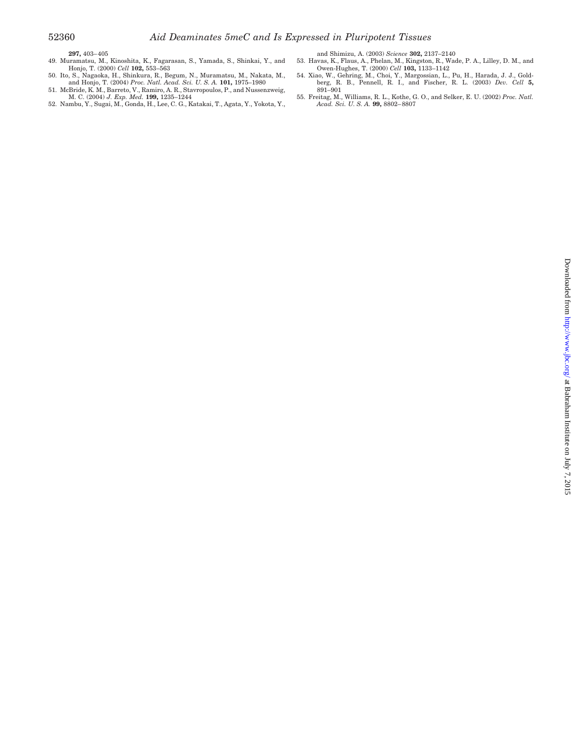**297,** 403–405

49. Muramatsu, M., Kinoshita, K., Fagarasan, S., Yamada, S., Shinkai, Y., and Honjo, T. (2000) *Cell* **102,** 553–563
50. Ito, S., Nagaoka, H., Shinkura, R., Begum, N., Muramatsu, M., Nakata, M., and Honjo, T. (2004) *Proc. Natl. Acad. Sci. U. S. A.* **101,** 1975–1980
51. McBride, K. M., Barreto, V., Ramiro, A. R., Stavropoulos, P., and Nussenzweig, M. C. (2004) *J. Exp. Med.* **199,** 1235–1244
52. Nambu, Y., Sugai, M., Gonda, H., Lee, C. G., Katakai, T., Agata, Y., Yokota, Y., and Shimizu, A. (2003) *Science* **302,** 2137–2140
53. Havas, K., Flaus, A., Phelan, M., Kingston, R., Wade, P. A., Lilley, D. M., and Owen-Hughes, T. (2000) *Cell* **103,** 1133–1142
54. Xiao, W., Gehring, M., Choi, Y., Margossian, L., Pu, H., Harada, J. J., Goldberg, R. B., Pennell, R. I., and Fischer, R. L. (2003) *Dev. Cell* **5,** 891–901
55. Freitag, M., Williams, R. L., Kothe, G. O., and Selker, E. U. (2002) *Proc. Natl. Acad. Sci. U. S. A.* **99,** 8802–8807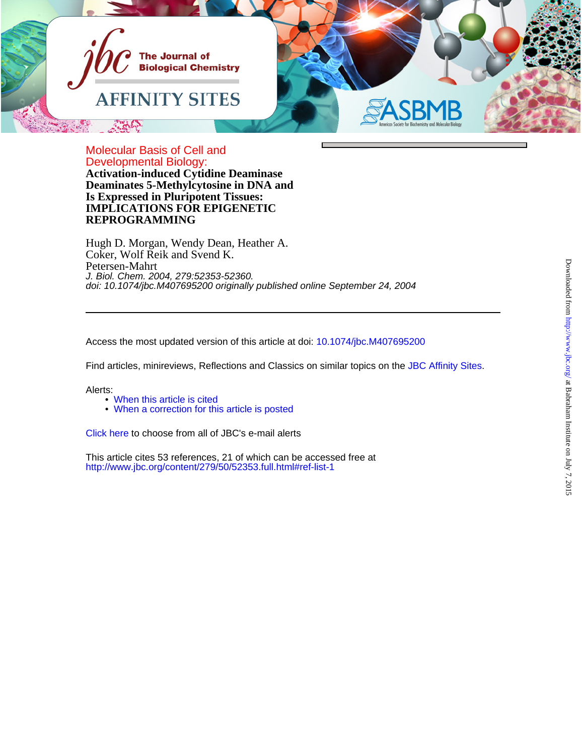Molecular Basis of Cell and Developmental Biology:

# Activation-induced Cytidine Deaminase Deaminates 5-Methylcytosine in DNA and Is Expressed in Pluripotent Tissues: IMPLICATIONS FOR EPIGENETIC REPROGRAMMING

Hugh D. Morgan, Wendy Dean, Heather A. Coker, Wolf Reik and Svend K. Petersen-Mahrt

*J. Biol. Chem. 2004, 279:52353-52360.*

*doi: 10.1074/jbc.M407695200 originally published online September 24, 2004*

---

Access the most updated version of this article at doi: 10.1074/jbc.M407695200

Find articles, minireviews, Reflections and Classics on similar topics on the JBC Affinity Sites.

Alerts:

- When this article is cited
- When a correction for this article is posted

Click here to choose from all of JBC's e-mail alerts

This article cites 53 references, 21 of which can be accessed free at http://www.jbc.org/content/279/50/52353.full.html#ref-list-1